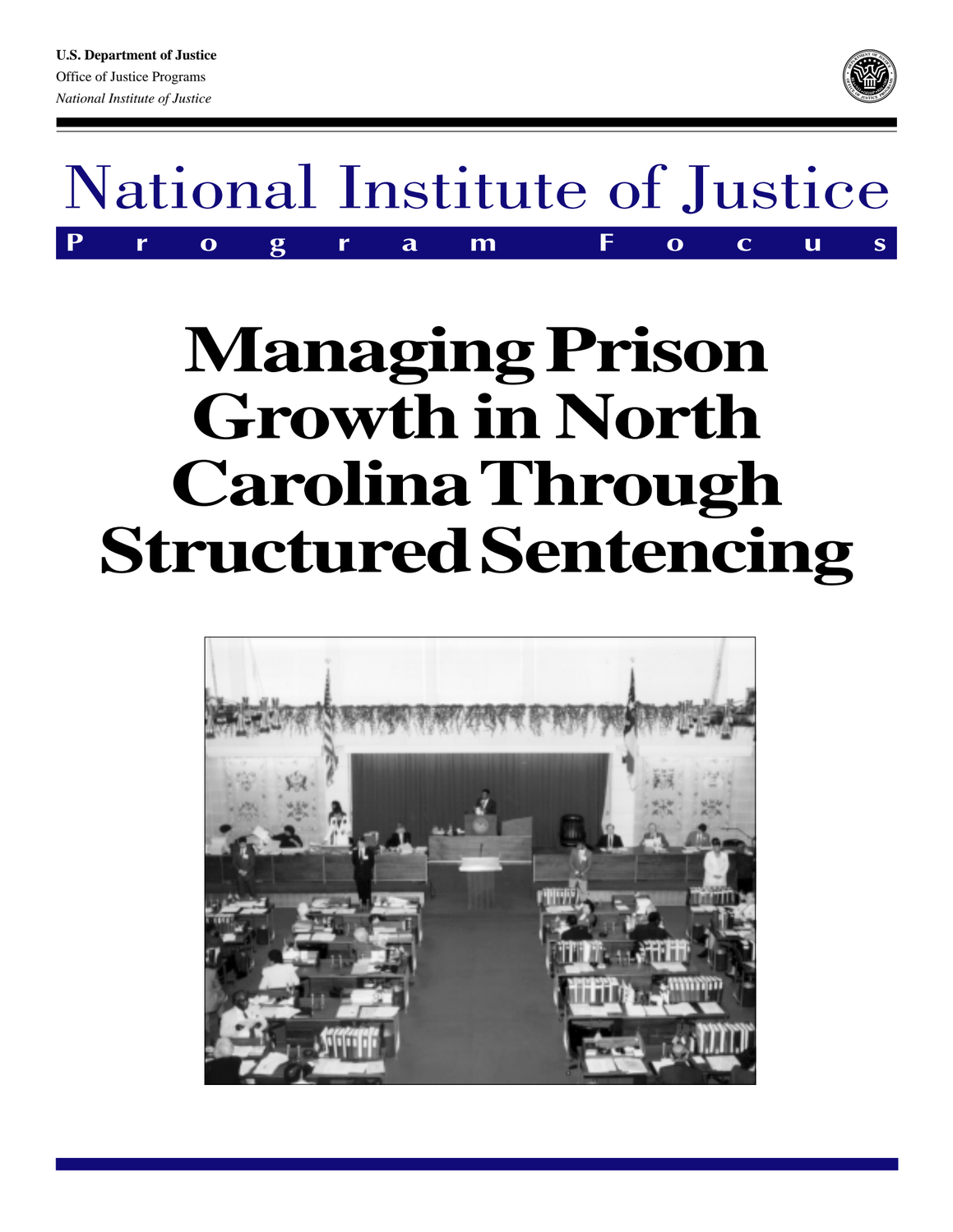U.S. Department of Justice
Office of Justice Programs
*National Institute of Justice*

# National Institute of Justice

**Program Focus**

# Managing Prison Growth in North Carolina Through Structured Sentencing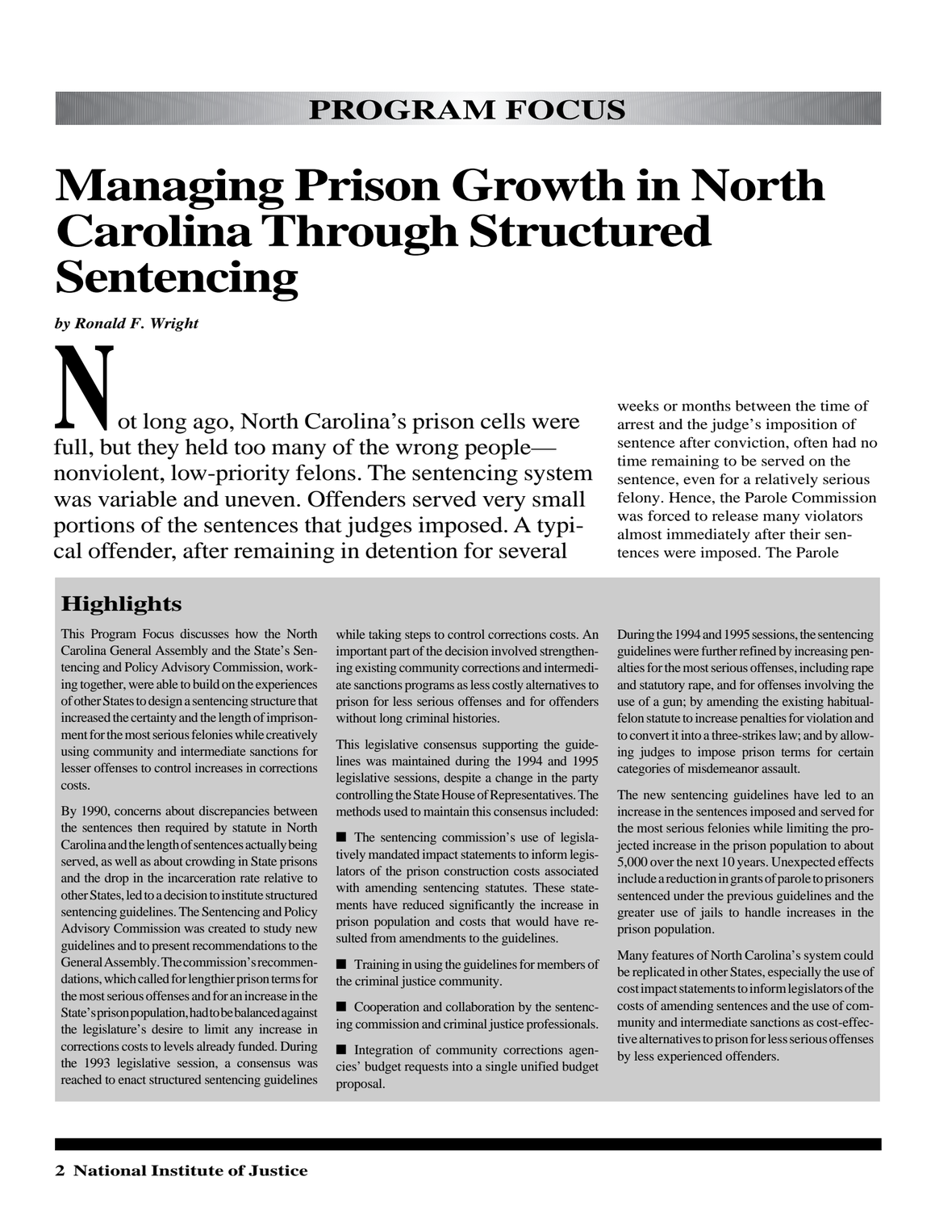PROGRAM FOCUS

# Managing Prison Growth in North Carolina Through Structured Sentencing

*by Ronald F. Wright*

Not long ago, North Carolina's prison cells were full, but they held too many of the wrong people—nonviolent, low-priority felons. The sentencing system was variable and uneven. Offenders served very small portions of the sentences that judges imposed. A typical offender, after remaining in detention for several weeks or months between the time of arrest and the judge's imposition of sentence after conviction, often had no time remaining to be served on the sentence, even for a relatively serious felony. Hence, the Parole Commission was forced to release many violators almost immediately after their sentences were imposed. The Parole

## Highlights

This Program Focus discusses how the North Carolina General Assembly and the State's Sentencing and Policy Advisory Commission, working together, were able to build on the experiences of other States to design a sentencing structure that increased the certainty and the length of imprisonment for the most serious felonies while creatively using community and intermediate sanctions for lesser offenses to control increases in corrections costs.

By 1990, concerns about discrepancies between the sentences then required by statute in North Carolina and the length of sentences actually being served, as well as about crowding in State prisons and the drop in the incarceration rate relative to other States, led to a decision to institute structured sentencing guidelines. The Sentencing and Policy Advisory Commission was created to study new guidelines and to present recommendations to the General Assembly. The commission's recommendations, which called for lengthier prison terms for the most serious offenses and for an increase in the State's prison population, had to be balanced against the legislature's desire to limit any increase in corrections costs to levels already funded. During the 1993 legislative session, a consensus was reached to enact structured sentencing guidelines while taking steps to control corrections costs. An important part of the decision involved strengthening existing community corrections and intermediate sanctions programs as less costly alternatives to prison for less serious offenses and for offenders without long criminal histories.

This legislative consensus supporting the guidelines was maintained during the 1994 and 1995 legislative sessions, despite a change in the party controlling the State House of Representatives. The methods used to maintain this consensus included:

- The sentencing commission's use of legislatively mandated impact statements to inform legislators of the prison construction costs associated with amending sentencing statutes. These statements have reduced significantly the increase in prison population and costs that would have resulted from amendments to the guidelines.
- Training in using the guidelines for members of the criminal justice community.
- Cooperation and collaboration by the sentencing commission and criminal justice professionals.
- Integration of community corrections agencies' budget requests into a single unified budget proposal.

During the 1994 and 1995 sessions, the sentencing guidelines were further refined by increasing penalties for the most serious offenses, including rape and statutory rape, and for offenses involving the use of a gun; by amending the existing habitual-felon statute to increase penalties for violation and to convert it into a three-strikes law; and by allowing judges to impose prison terms for certain categories of misdemeanor assault.

The new sentencing guidelines have led to an increase in the sentences imposed and served for the most serious felonies while limiting the projected increase in the prison population to about 5,000 over the next 10 years. Unexpected effects include a reduction in grants of parole to prisoners sentenced under the previous guidelines and the greater use of jails to handle increases in the prison population.

Many features of North Carolina's system could be replicated in other States, especially the use of cost impact statements to inform legislators of the costs of amending sentences and the use of community and intermediate sanctions as cost-effective alternatives to prison for less serious offenses by less experienced offenders.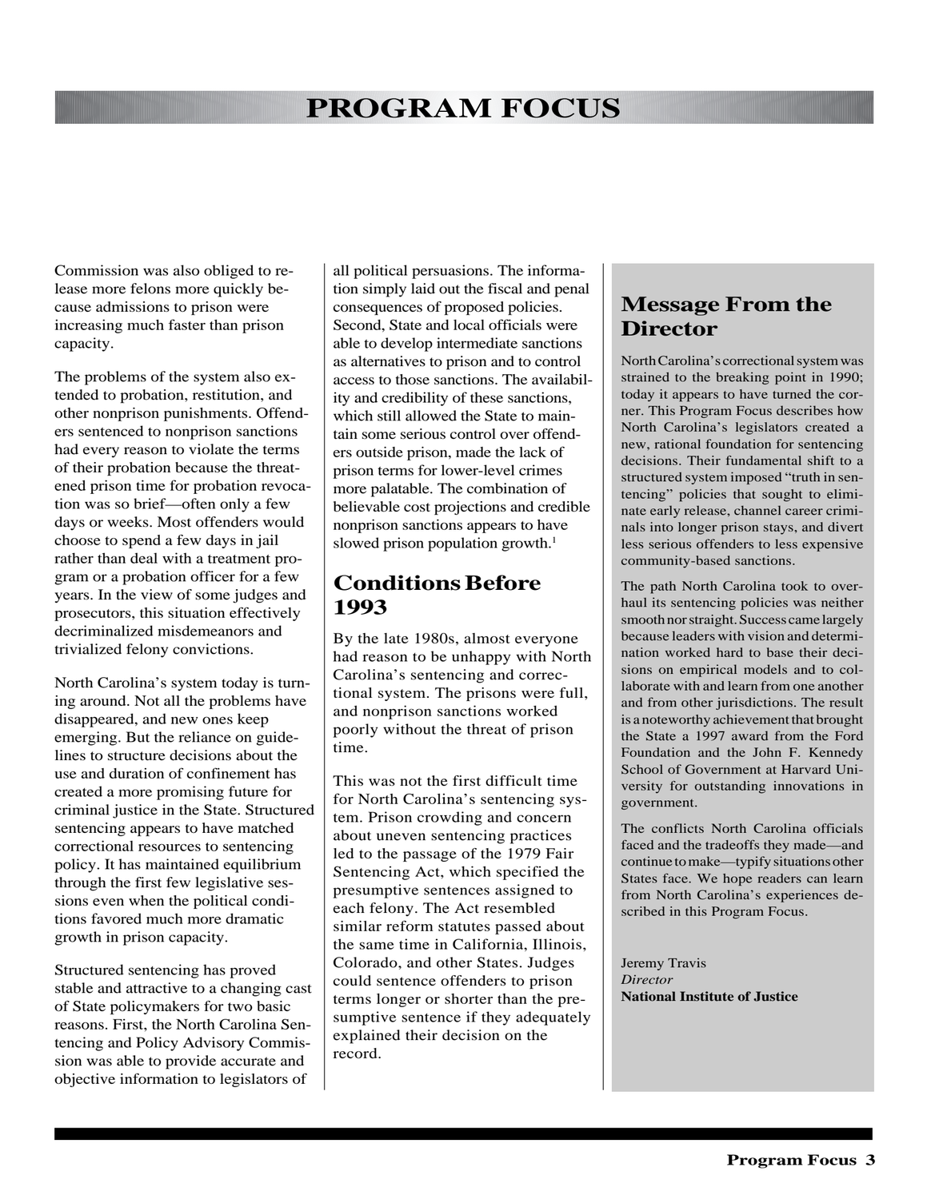Commission was also obliged to release more felons more quickly because admissions to prison were increasing much faster than prison capacity.

The problems of the system also extended to probation, restitution, and other nonprison punishments. Offenders sentenced to nonprison sanctions had every reason to violate the terms of their probation because the threatened prison time for probation revocation was so brief—often only a few days or weeks. Most offenders would choose to spend a few days in jail rather than deal with a treatment program or a probation officer for a few years. In the view of some judges and prosecutors, this situation effectively decriminalized misdemeanors and trivialized felony convictions.

North Carolina's system today is turning around. Not all the problems have disappeared, and new ones keep emerging. But the reliance on guidelines to structure decisions about the use and duration of confinement has created a more promising future for criminal justice in the State. Structured sentencing appears to have matched correctional resources to sentencing policy. It has maintained equilibrium through the first few legislative sessions even when the political conditions favored much more dramatic growth in prison capacity.

Structured sentencing has proved stable and attractive to a changing cast of State policymakers for two basic reasons. First, the North Carolina Sentencing and Policy Advisory Commission was able to provide accurate and objective information to legislators of all political persuasions. The information simply laid out the fiscal and penal consequences of proposed policies. Second, State and local officials were able to develop intermediate sanctions as alternatives to prison and to control access to those sanctions. The availability and credibility of these sanctions, which still allowed the State to maintain some serious control over offenders outside prison, made the lack of prison terms for lower-level crimes more palatable. The combination of believable cost projections and credible nonprison sanctions appears to have slowed prison population growth.[1]

## Conditions Before 1993

By the late 1980s, almost everyone had reason to be unhappy with North Carolina's sentencing and correctional system. The prisons were full, and nonprison sanctions worked poorly without the threat of prison time.

This was not the first difficult time for North Carolina's sentencing system. Prison crowding and concern about uneven sentencing practices led to the passage of the 1979 Fair Sentencing Act, which specified the presumptive sentences assigned to each felony. The Act resembled similar reform statutes passed about the same time in California, Illinois, Colorado, and other States. Judges could sentence offenders to prison terms longer or shorter than the presumptive sentence if they adequately explained their decision on the record.

## Message From the Director

North Carolina's correctional system was strained to the breaking point in 1990; today it appears to have turned the corner. This Program Focus describes how North Carolina's legislators created a new, rational foundation for sentencing decisions. Their fundamental shift to a structured system imposed "truth in sentencing" policies that sought to eliminate early release, channel career criminals into longer prison stays, and divert less serious offenders to less expensive community-based sanctions.

The path North Carolina took to overhaul its sentencing policies was neither smooth nor straight. Success came largely because leaders with vision and determination worked hard to base their decisions on empirical models and to collaborate with and learn from one another and from other jurisdictions. The result is a noteworthy achievement that brought the State a 1997 award from the Ford Foundation and the John F. Kennedy School of Government at Harvard University for outstanding innovations in government.

The conflicts North Carolina officials faced and the tradeoffs they made—and continue to make—typify situations other States face. We hope readers can learn from North Carolina's experiences described in this Program Focus.

Jeremy Travis  
*Director*  
**National Institute of Justice**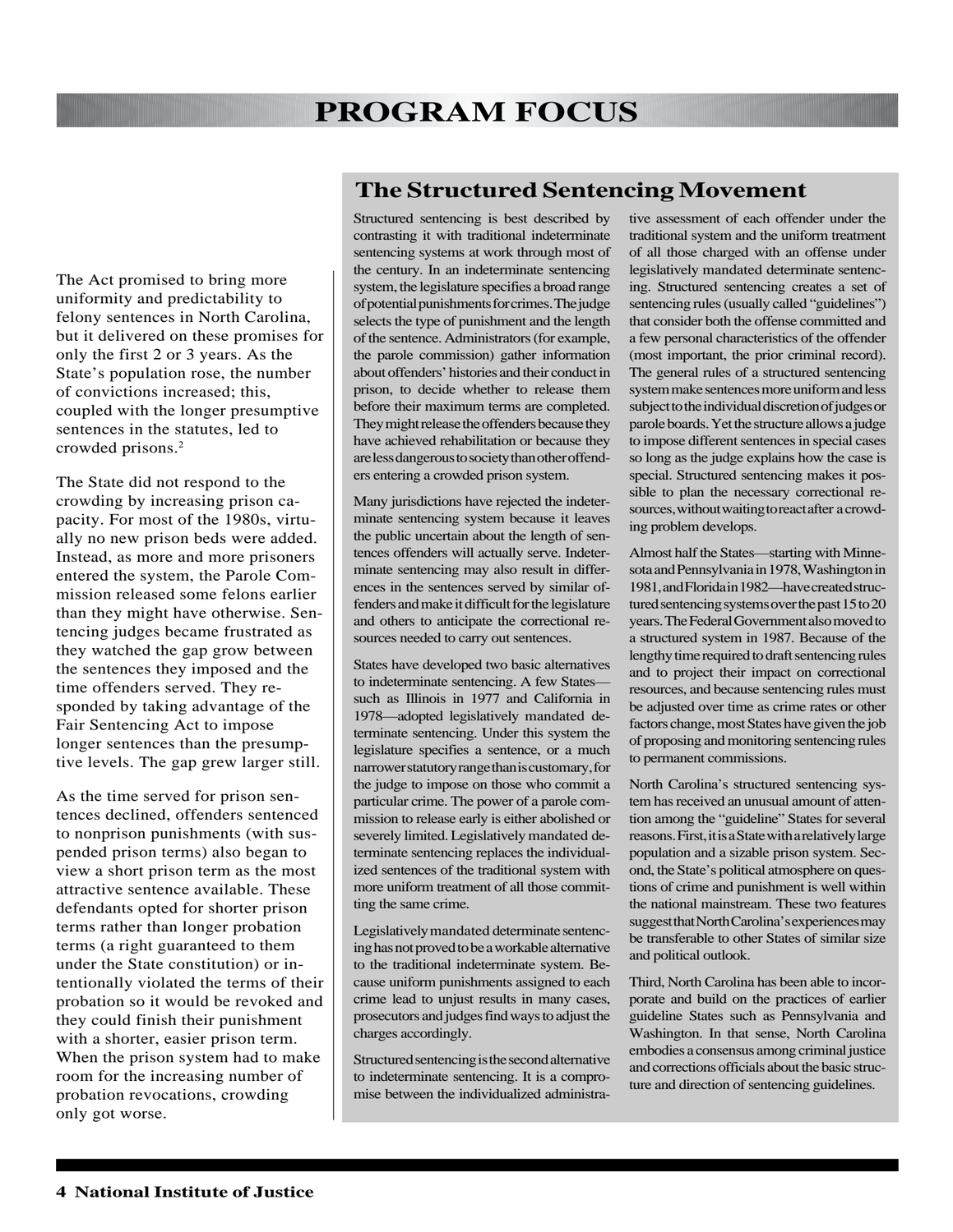## PROGRAM FOCUS

The Act promised to bring more uniformity and predictability to felony sentences in North Carolina, but it delivered on these promises for only the first 2 or 3 years. As the State's population rose, the number of convictions increased; this, coupled with the longer presumptive sentences in the statutes, led to crowded prisons.[2]

The State did not respond to the crowding by increasing prison capacity. For most of the 1980s, virtually no new prison beds were added. Instead, as more and more prisoners entered the system, the Parole Commission released some felons earlier than they might have otherwise. Sentencing judges became frustrated as they watched the gap grow between the sentences they imposed and the time offenders served. They responded by taking advantage of the Fair Sentencing Act to impose longer sentences than the presumptive levels. The gap grew larger still.

As the time served for prison sentences declined, offenders sentenced to nonprison punishments (with suspended prison terms) also began to view a short prison term as the most attractive sentence available. These defendants opted for shorter prison terms rather than longer probation terms (a right guaranteed to them under the State constitution) or intentionally violated the terms of their probation so it would be revoked and they could finish their punishment with a shorter, easier prison term. When the prison system had to make room for the increasing number of probation revocations, crowding only got worse.

### The Structured Sentencing Movement

Structured sentencing is best described by contrasting it with traditional indeterminate sentencing systems at work through most of the century. In an indeterminate sentencing system, the legislature specifies a broad range of potential punishments for crimes. The judge selects the type of punishment and the length of the sentence. Administrators (for example, the parole commission) gather information about offenders' histories and their conduct in prison, to decide whether to release them before their maximum terms are completed. They might release the offenders because they have achieved rehabilitation or because they are less dangerous to society than other offenders entering a crowded prison system.

Many jurisdictions have rejected the indeterminate sentencing system because it leaves the public uncertain about the length of sentences offenders will actually serve. Indeterminate sentencing may also result in differences in the sentences served by similar offenders and make it difficult for the legislature and others to anticipate the correctional resources needed to carry out sentences.

States have developed two basic alternatives to indeterminate sentencing. A few States—such as Illinois in 1977 and California in 1978—adopted legislatively mandated determinate sentencing. Under this system the legislature specifies a sentence, or a much narrower statutory range than is customary, for the judge to impose on those who commit a particular crime. The power of a parole commission to release early is either abolished or severely limited. Legislatively mandated determinate sentencing replaces the individualized sentences of the traditional system with more uniform treatment of all those committing the same crime.

Legislatively mandated determinate sentencing has not proved to be a workable alternative to the traditional indeterminate system. Because uniform punishments assigned to each crime lead to unjust results in many cases, prosecutors and judges find ways to adjust the charges accordingly.

Structured sentencing is the second alternative to indeterminate sentencing. It is a compromise between the individualized administrative assessment of each offender under the traditional system and the uniform treatment of all those charged with an offense under legislatively mandated determinate sentencing. Structured sentencing creates a set of sentencing rules (usually called "guidelines") that consider both the offense committed and a few personal characteristics of the offender (most important, the prior criminal record). The general rules of a structured sentencing system make sentences more uniform and less subject to the individual discretion of judges or parole boards. Yet the structure allows a judge to impose different sentences in special cases so long as the judge explains how the case is special. Structured sentencing makes it possible to plan the necessary correctional resources, without waiting to react after a crowding problem develops.

Almost half the States—starting with Minnesota and Pennsylvania in 1978, Washington in 1981, and Florida in 1982—have created structured sentencing systems over the past 15 to 20 years. The Federal Government also moved to a structured system in 1987. Because of the lengthy time required to draft sentencing rules and to project their impact on correctional resources, and because sentencing rules must be adjusted over time as crime rates or other factors change, most States have given the job of proposing and monitoring sentencing rules to permanent commissions.

North Carolina's structured sentencing system has received an unusual amount of attention among the "guideline" States for several reasons. First, it is a State with a relatively large population and a sizable prison system. Second, the State's political atmosphere on questions of crime and punishment is well within the national mainstream. These two features suggest that North Carolina's experiences may be transferable to other States of similar size and political outlook.

Third, North Carolina has been able to incorporate and build on the practices of earlier guideline States such as Pennsylvania and Washington. In that sense, North Carolina embodies a consensus among criminal justice and corrections officials about the basic structure and direction of sentencing guidelines.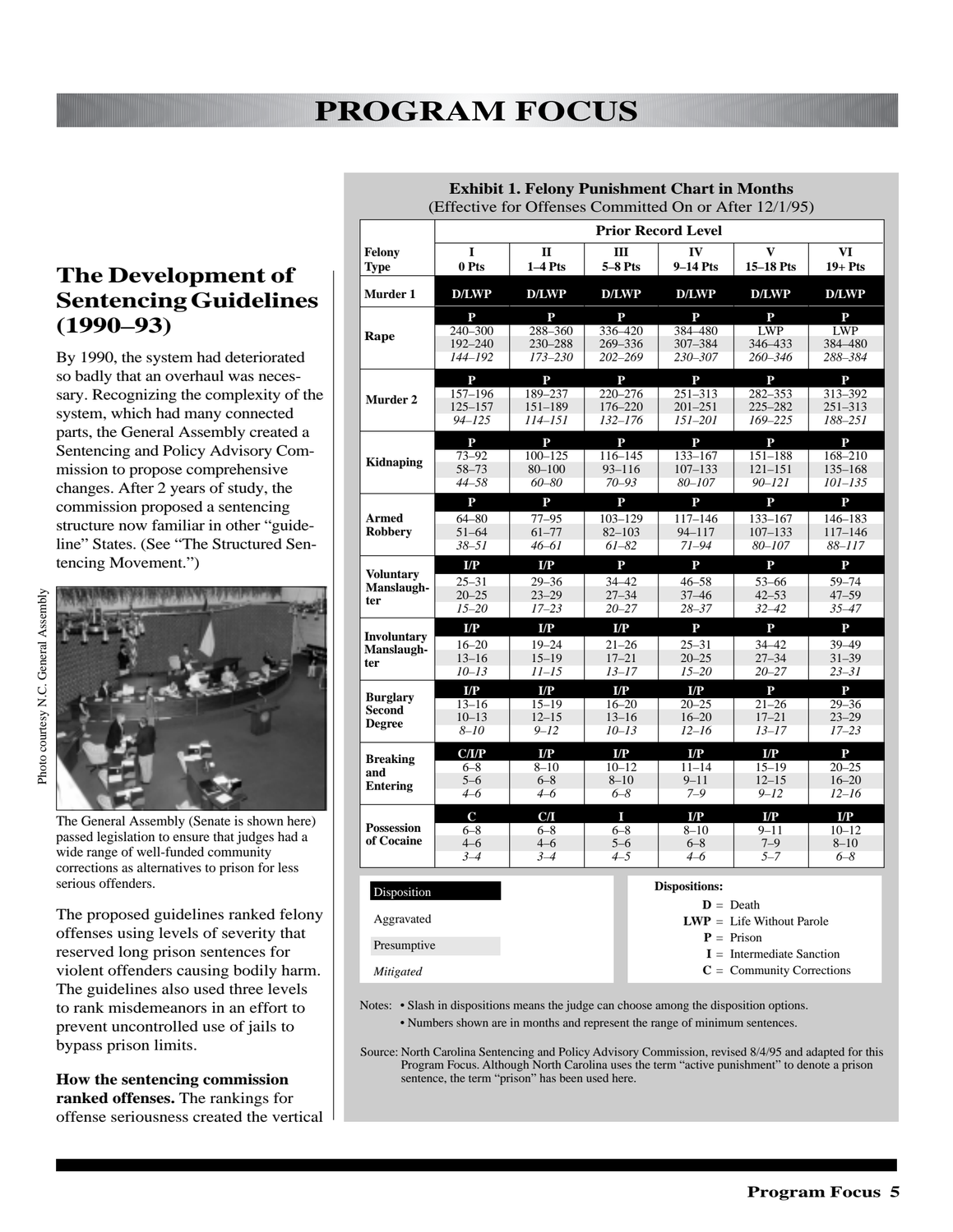# PROGRAM FOCUS

## The Development of Sentencing Guidelines (1990–93)

By 1990, the system had deteriorated so badly that an overhaul was necessary. Recognizing the complexity of the system, which had many connected parts, the General Assembly created a Sentencing and Policy Advisory Commission to propose comprehensive changes. After 2 years of study, the commission proposed a sentencing structure now familiar in other "guideline" States. (See "The Structured Sentencing Movement.")

Photo courtesy N.C. General Assembly

The General Assembly (Senate is shown here) passed legislation to ensure that judges had a wide range of well-funded community corrections as alternatives to prison for less serious offenders.

The proposed guidelines ranked felony offenses using levels of severity that reserved long prison sentences for violent offenders causing bodily harm. The guidelines also used three levels to rank misdemeanors in an effort to prevent uncontrolled use of jails to bypass prison limits.

**How the sentencing commission ranked offenses.** The rankings for offense seriousness created the vertical

**Exhibit 1. Felony Punishment Chart in Months**
(Effective for Offenses Committed On or After 12/1/95)

| Felony Type | Prior Record Level I 0 Pts | II 1–4 Pts | III 5–8 Pts | IV 9–14 Pts | V 15–18 Pts | VI 19+ Pts |
|---|---|---|---|---|---|---|
| Murder 1 | D/LWP | D/LWP | D/LWP | D/LWP | D/LWP | D/LWP |
| Rape | P | P | P | P | P | P |
| | 240–300 | 288–360 | 336–420 | 384–480 | LWP | LWP |
| | 192–240 | 230–288 | 269–336 | 307–384 | 346–433 | 384–480 |
| | *144–192* | *173–230* | *202–269* | *230–307* | *260–346* | *288–384* |
| Murder 2 | P | P | P | P | P | P |
| | 157–196 | 189–237 | 220–276 | 251–313 | 282–353 | 313–392 |
| | 125–157 | 151–189 | 176–220 | 201–251 | 225–282 | 251–313 |
| | *94–125* | *114–151* | *132–176* | *151–201* | *169–225* | *188–251* |
| Kidnaping | P | P | P | P | P | P |
| | 73–92 | 100–125 | 116–145 | 133–167 | 151–188 | 168–210 |
| | 58–73 | 80–100 | 93–116 | 107–133 | 121–151 | 135–168 |
| | *44–58* | *60–80* | *70–93* | *80–107* | *90–121* | *101–135* |
| Armed Robbery | P | P | P | P | P | P |
| | 64–80 | 77–95 | 103–129 | 117–146 | 133–167 | 146–183 |
| | 51–64 | 61–77 | 82–103 | 94–117 | 107–133 | 117–146 |
| | *38–51* | *46–61* | *61–82* | *71–94* | *80–107* | *88–117* |
| Voluntary Manslaughter | I/P | I/P | P | P | P | P |
| | 25–31 | 29–36 | 34–42 | 46–58 | 53–66 | 59–74 |
| | 20–25 | 23–29 | 27–34 | 37–46 | 42–53 | 47–59 |
| | *15–20* | *17–23* | *20–27* | *28–37* | *32–42* | *35–47* |
| Involuntary Manslaughter | I/P | I/P | I/P | P | P | P |
| | 16–20 | 19–24 | 21–26 | 25–31 | 34–42 | 39–49 |
| | 13–16 | 15–19 | 17–21 | 20–25 | 27–34 | 31–39 |
| | *10–13* | *11–15* | *13–17* | *15–20* | *20–27* | *23–31* |
| Burglary Second Degree | I/P | I/P | I/P | I/P | P | P |
| | 13–16 | 15–19 | 16–20 | 20–25 | 21–26 | 29–36 |
| | 10–13 | 12–15 | 13–16 | 16–20 | 17–21 | 23–29 |
| | *8–10* | *9–12* | *10–13* | *12–16* | *13–17* | *17–23* |
| Breaking and Entering | C/I/P | I/P | I/P | I/P | I/P | P |
| | 6–8 | 8–10 | 10–12 | 11–14 | 15–19 | 20–25 |
| | 5–6 | 6–8 | 8–10 | 9–11 | 12–15 | 16–20 |
| | *4–6* | *4–6* | *6–8* | *7–9* | *9–12* | *12–16* |
| Possession of Cocaine | C | C/I | I | I/P | I/P | I/P |
| | 6–8 | 6–8 | 6–8 | 8–10 | 9–11 | 10–12 |
| | 4–6 | 4–6 | 5–6 | 6–8 | 7–9 | 8–10 |
| | *3–4* | *3–4* | *4–5* | *4–6* | *5–7* | *6–8* |

Legend (row order within each offense): Disposition; Aggravated; Presumptive; *Mitigated*

**Dispositions:**
- **D** = Death
- **LWP** = Life Without Parole
- **P** = Prison
- **I** = Intermediate Sanction
- **C** = Community Corrections

Notes:
- Slash in dispositions means the judge can choose among the disposition options.
- Numbers shown are in months and represent the range of minimum sentences.

Source: North Carolina Sentencing and Policy Advisory Commission, revised 8/4/95 and adapted for this Program Focus. Although North Carolina uses the term "active punishment" to denote a prison sentence, the term "prison" has been used here.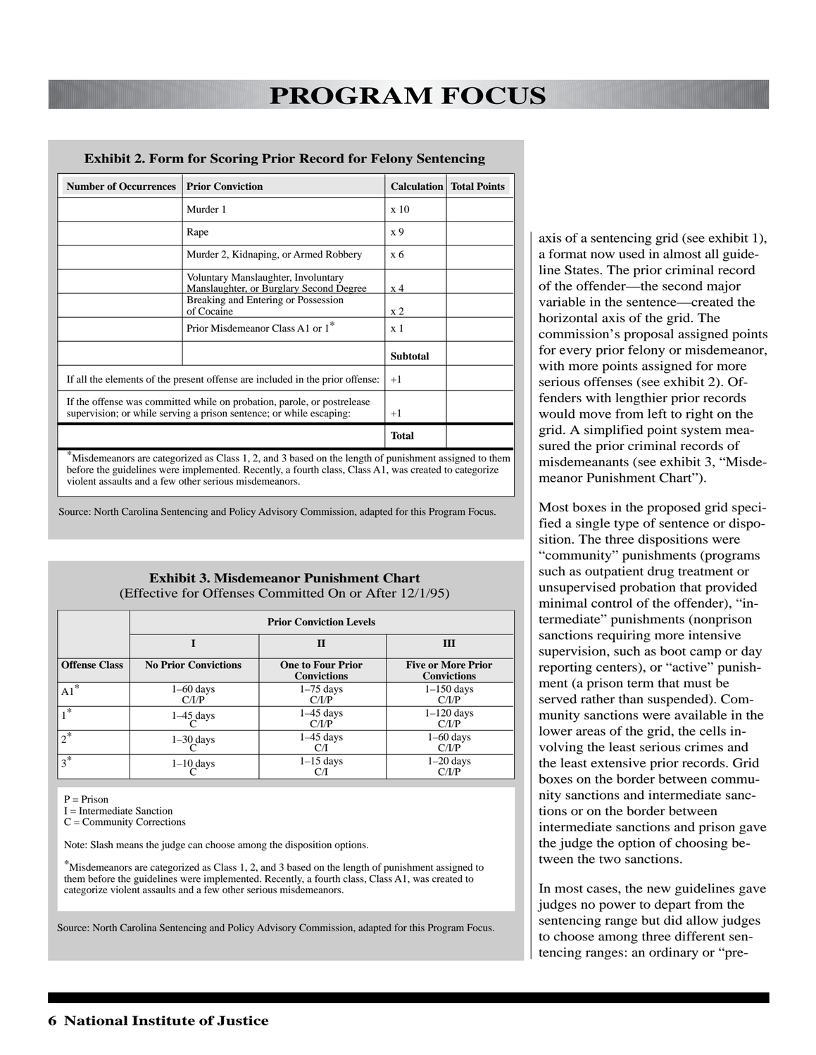### Exhibit 2. Form for Scoring Prior Record for Felony Sentencing

| Number of Occurrences | Prior Conviction | Calculation | Total Points |
|---|---|---|---|
| | Murder 1 | x 10 | |
| | Rape | x 9 | |
| | Murder 2, Kidnaping, or Armed Robbery | x 6 | |
| | Voluntary Manslaughter, Involuntary Manslaughter, or Burglary Second Degree | x 4 | |
| | Breaking and Entering or Possession of Cocaine | x 2 | |
| | Prior Misdemeanor Class A1 or 1* | x 1 | |
| | | **Subtotal** | |
| If all the elements of the present offense are included in the prior offense: | | +1 | |
| If the offense was committed while on probation, parole, or postrelease supervision; or while serving a prison sentence; or while escaping: | | +1 | |
| | | **Total** | |

*Misdemeanors are categorized as Class 1, 2, and 3 based on the length of punishment assigned to them before the guidelines were implemented. Recently, a fourth class, Class A1, was created to categorize violent assaults and a few other serious misdemeanors.

Source: North Carolina Sentencing and Policy Advisory Commission, adapted for this Program Focus.

### Exhibit 3. Misdemeanor Punishment Chart
(Effective for Offenses Committed On or After 12/1/95)

| | Prior Conviction Levels | | |
|---|---|---|---|
| | I | II | III |
| Offense Class | No Prior Convictions | One to Four Prior Convictions | Five or More Prior Convictions |
| A1* | 1–60 days C/I/P | 1–75 days C/I/P | 1–150 days C/I/P |
| 1* | 1–45 days C | 1–45 days C/I/P | 1–120 days C/I/P |
| 2* | 1–30 days C | 1–45 days C/I | 1–60 days C/I/P |
| 3* | 1–10 days C | 1–15 days C/I | 1–20 days C/I/P |

P = Prison
I = Intermediate Sanction
C = Community Corrections

Note: Slash means the judge can choose among the disposition options.

*Misdemeanors are categorized as Class 1, 2, and 3 based on the length of punishment assigned to them before the guidelines were implemented. Recently, a fourth class, Class A1, was created to categorize violent assaults and a few other serious misdemeanors.

Source: North Carolina Sentencing and Policy Advisory Commission, adapted for this Program Focus.

axis of a sentencing grid (see exhibit 1), a format now used in almost all guideline States. The prior criminal record of the offender—the second major variable in the sentence—created the horizontal axis of the grid. The commission's proposal assigned points for every prior felony or misdemeanor, with more points assigned for more serious offenses (see exhibit 2). Offenders with lengthier prior records would move from left to right on the grid. A simplified point system measured the prior criminal records of misdemeanants (see exhibit 3, "Misdemeanor Punishment Chart").

Most boxes in the proposed grid specified a single type of sentence or disposition. The three dispositions were "community" punishments (programs such as outpatient drug treatment or unsupervised probation that provided minimal control of the offender), "intermediate" punishments (nonprison sanctions requiring more intensive supervision, such as boot camp or day reporting centers), or "active" punishment (a prison term that must be served rather than suspended). Community sanctions were available in the lower areas of the grid, the cells involving the least serious crimes and the least extensive prior records. Grid boxes on the border between community sanctions and intermediate sanctions or on the border between intermediate sanctions and prison gave the judge the option of choosing between the two sanctions.

In most cases, the new guidelines gave judges no power to depart from the sentencing range but did allow judges to choose among three different sentencing ranges: an ordinary or "pre-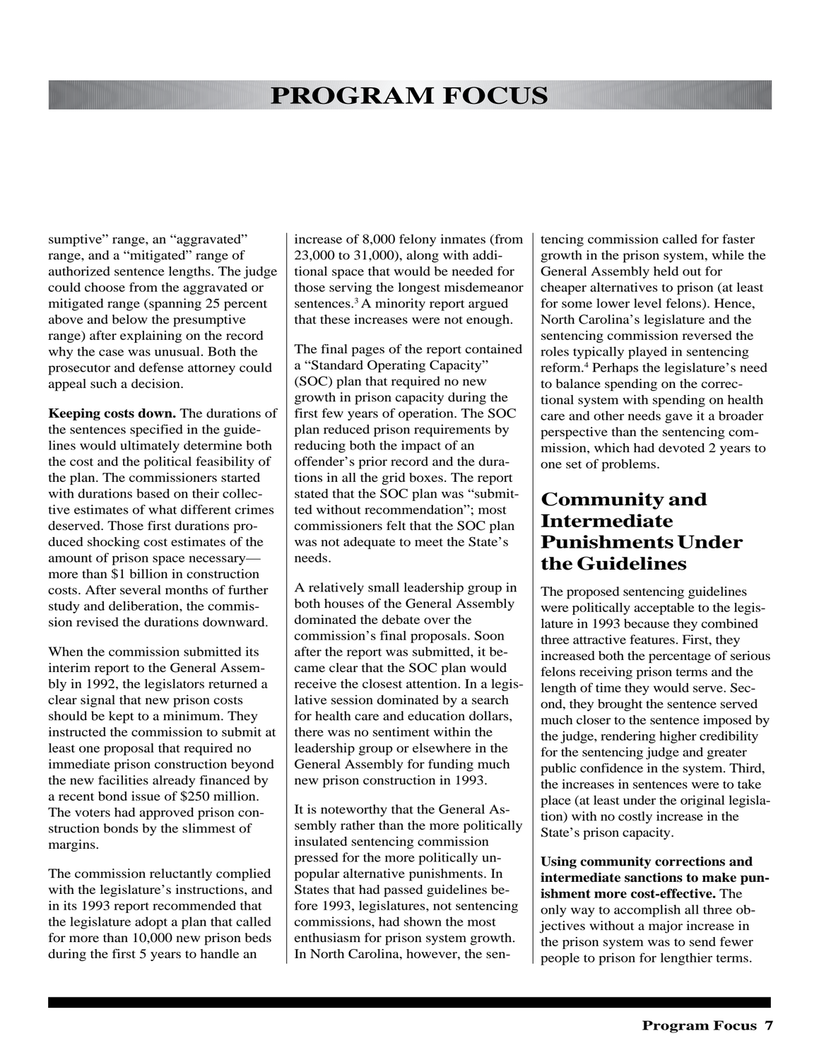sumptive" range, an "aggravated" range, and a "mitigated" range of authorized sentence lengths. The judge could choose from the aggravated or mitigated range (spanning 25 percent above and below the presumptive range) after explaining on the record why the case was unusual. Both the prosecutor and defense attorney could appeal such a decision.

**Keeping costs down.** The durations of the sentences specified in the guidelines would ultimately determine both the cost and the political feasibility of the plan. The commissioners started with durations based on their collective estimates of what different crimes deserved. Those first durations produced shocking cost estimates of the amount of prison space necessary—more than $1 billion in construction costs. After several months of further study and deliberation, the commission revised the durations downward.

When the commission submitted its interim report to the General Assembly in 1992, the legislators returned a clear signal that new prison costs should be kept to a minimum. They instructed the commission to submit at least one proposal that required no immediate prison construction beyond the new facilities already financed by a recent bond issue of $250 million. The voters had approved prison construction bonds by the slimmest of margins.

The commission reluctantly complied with the legislature's instructions, and in its 1993 report recommended that the legislature adopt a plan that called for more than 10,000 new prison beds during the first 5 years to handle an increase of 8,000 felony inmates (from 23,000 to 31,000), along with additional space that would be needed for those serving the longest misdemeanor sentences.[3] A minority report argued that these increases were not enough.

The final pages of the report contained a "Standard Operating Capacity" (SOC) plan that required no new growth in prison capacity during the first few years of operation. The SOC plan reduced prison requirements by reducing both the impact of an offender's prior record and the durations in all the grid boxes. The report stated that the SOC plan was "submitted without recommendation"; most commissioners felt that the SOC plan was not adequate to meet the State's needs.

A relatively small leadership group in both houses of the General Assembly dominated the debate over the commission's final proposals. Soon after the report was submitted, it became clear that the SOC plan would receive the closest attention. In a legislative session dominated by a search for health care and education dollars, there was no sentiment within the leadership group or elsewhere in the General Assembly for funding much new prison construction in 1993.

It is noteworthy that the General Assembly rather than the more politically insulated sentencing commission pressed for the more politically unpopular alternative punishments. In States that had passed guidelines before 1993, legislatures, not sentencing commissions, had shown the most enthusiasm for prison system growth. In North Carolina, however, the sentencing commission called for faster growth in the prison system, while the General Assembly held out for cheaper alternatives to prison (at least for some lower level felons). Hence, North Carolina's legislature and the sentencing commission reversed the roles typically played in sentencing reform.[4] Perhaps the legislature's need to balance spending on the correctional system with spending on health care and other needs gave it a broader perspective than the sentencing commission, which had devoted 2 years to one set of problems.

## Community and Intermediate Punishments Under the Guidelines

The proposed sentencing guidelines were politically acceptable to the legislature in 1993 because they combined three attractive features. First, they increased both the percentage of serious felons receiving prison terms and the length of time they would serve. Second, they brought the sentence served much closer to the sentence imposed by the judge, rendering higher credibility for the sentencing judge and greater public confidence in the system. Third, the increases in sentences were to take place (at least under the original legislation) with no costly increase in the State's prison capacity.

**Using community corrections and intermediate sanctions to make punishment more cost-effective.** The only way to accomplish all three objectives without a major increase in the prison system was to send fewer people to prison for lengthier terms.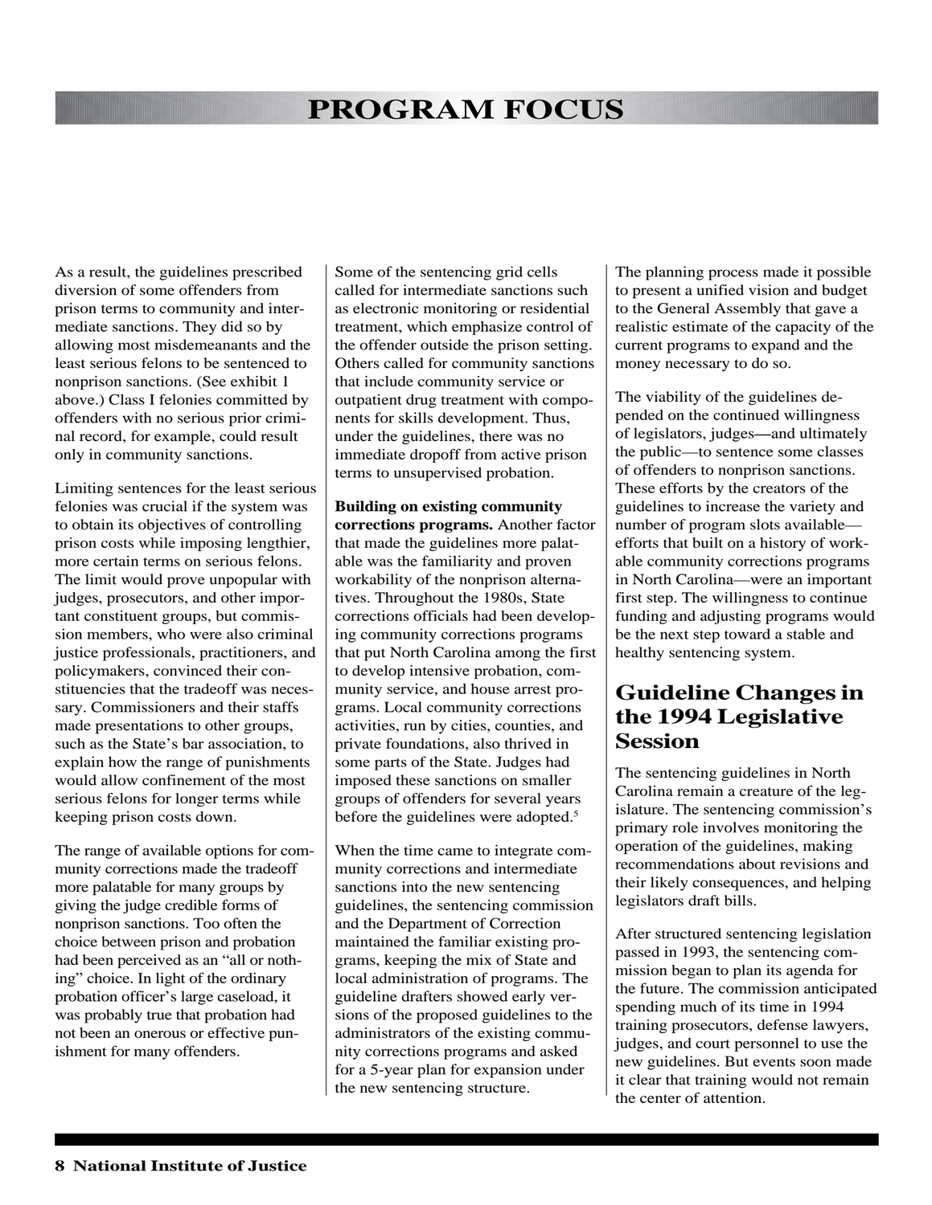As a result, the guidelines prescribed diversion of some offenders from prison terms to community and intermediate sanctions. They did so by allowing most misdemeanants and the least serious felons to be sentenced to nonprison sanctions. (See exhibit 1 above.) Class I felonies committed by offenders with no serious prior criminal record, for example, could result only in community sanctions.

Limiting sentences for the least serious felonies was crucial if the system was to obtain its objectives of controlling prison costs while imposing lengthier, more certain terms on serious felons. The limit would prove unpopular with judges, prosecutors, and other important constituent groups, but commission members, who were also criminal justice professionals, practitioners, and policymakers, convinced their constituencies that the tradeoff was necessary. Commissioners and their staffs made presentations to other groups, such as the State's bar association, to explain how the range of punishments would allow confinement of the most serious felons for longer terms while keeping prison costs down.

The range of available options for community corrections made the tradeoff more palatable for many groups by giving the judge credible forms of nonprison sanctions. Too often the choice between prison and probation had been perceived as an "all or nothing" choice. In light of the ordinary probation officer's large caseload, it was probably true that probation had not been an onerous or effective punishment for many offenders.

Some of the sentencing grid cells called for intermediate sanctions such as electronic monitoring or residential treatment, which emphasize control of the offender outside the prison setting. Others called for community sanctions that include community service or outpatient drug treatment with components for skills development. Thus, under the guidelines, there was no immediate dropoff from active prison terms to unsupervised probation.

**Building on existing community corrections programs.** Another factor that made the guidelines more palatable was the familiarity and proven workability of the nonprison alternatives. Throughout the 1980s, State corrections officials had been developing community corrections programs that put North Carolina among the first to develop intensive probation, community service, and house arrest programs. Local community corrections activities, run by cities, counties, and private foundations, also thrived in some parts of the State. Judges had imposed these sanctions on smaller groups of offenders for several years before the guidelines were adopted.[5]

When the time came to integrate community corrections and intermediate sanctions into the new sentencing guidelines, the sentencing commission and the Department of Correction maintained the familiar existing programs, keeping the mix of State and local administration of programs. The guideline drafters showed early versions of the proposed guidelines to the administrators of the existing community corrections programs and asked for a 5-year plan for expansion under the new sentencing structure.

The planning process made it possible to present a unified vision and budget to the General Assembly that gave a realistic estimate of the capacity of the current programs to expand and the money necessary to do so.

The viability of the guidelines depended on the continued willingness of legislators, judges—and ultimately the public—to sentence some classes of offenders to nonprison sanctions. These efforts by the creators of the guidelines to increase the variety and number of program slots available—efforts that built on a history of workable community corrections programs in North Carolina—were an important first step. The willingness to continue funding and adjusting programs would be the next step toward a stable and healthy sentencing system.

## Guideline Changes in the 1994 Legislative Session

The sentencing guidelines in North Carolina remain a creature of the legislature. The sentencing commission's primary role involves monitoring the operation of the guidelines, making recommendations about revisions and their likely consequences, and helping legislators draft bills.

After structured sentencing legislation passed in 1993, the sentencing commission began to plan its agenda for the future. The commission anticipated spending much of its time in 1994 training prosecutors, defense lawyers, judges, and court personnel to use the new guidelines. But events soon made it clear that training would not remain the center of attention.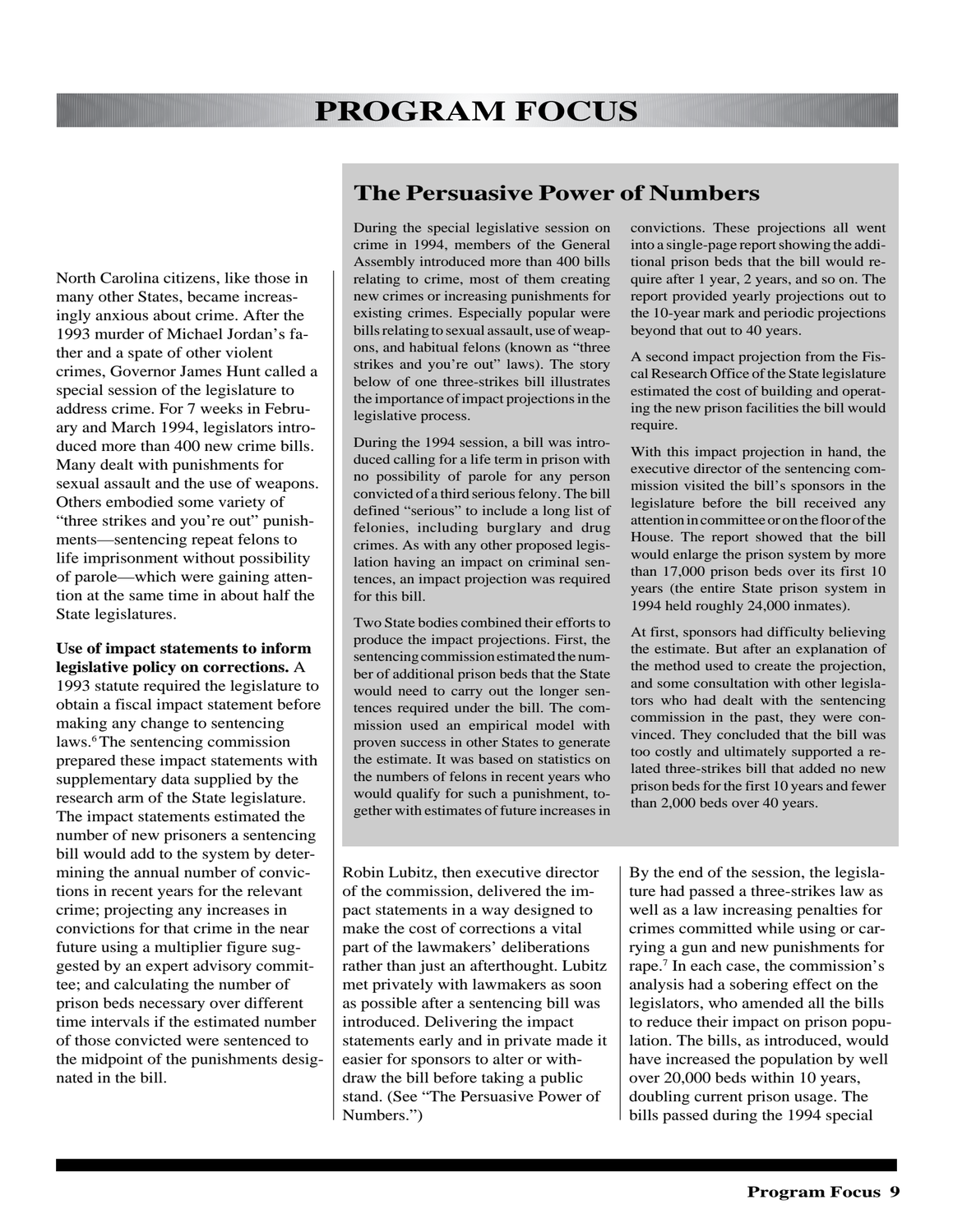# PROGRAM FOCUS

North Carolina citizens, like those in many other States, became increasingly anxious about crime. After the 1993 murder of Michael Jordan's father and a spate of other violent crimes, Governor James Hunt called a special session of the legislature to address crime. For 7 weeks in February and March 1994, legislators introduced more than 400 new crime bills. Many dealt with punishments for sexual assault and the use of weapons. Others embodied some variety of "three strikes and you're out" punishments—sentencing repeat felons to life imprisonment without possibility of parole—which were gaining attention at the same time in about half the State legislatures.

**Use of impact statements to inform legislative policy on corrections.** A 1993 statute required the legislature to obtain a fiscal impact statement before making any change to sentencing laws.[6] The sentencing commission prepared these impact statements with supplementary data supplied by the research arm of the State legislature. The impact statements estimated the number of new prisoners a sentencing bill would add to the system by determining the annual number of convictions in recent years for the relevant crime; projecting any increases in convictions for that crime in the near future using a multiplier figure suggested by an expert advisory committee; and calculating the number of prison beds necessary over different time intervals if the estimated number of those convicted were sentenced to the midpoint of the punishments designated in the bill.

Robin Lubitz, then executive director of the commission, delivered the impact statements in a way designed to make the cost of corrections a vital part of the lawmakers' deliberations rather than just an afterthought. Lubitz met privately with lawmakers as soon as possible after a sentencing bill was introduced. Delivering the impact statements early and in private made it easier for sponsors to alter or withdraw the bill before taking a public stand. (See "The Persuasive Power of Numbers.")

By the end of the session, the legislature had passed a three-strikes law as well as a law increasing penalties for crimes committed while using or carrying a gun and new punishments for rape.[7] In each case, the commission's analysis had a sobering effect on the legislators, who amended all the bills to reduce their impact on prison population. The bills, as introduced, would have increased the population by well over 20,000 beds within 10 years, doubling current prison usage. The bills passed during the 1994 special

## The Persuasive Power of Numbers

During the special legislative session on crime in 1994, members of the General Assembly introduced more than 400 bills relating to crime, most of them creating new crimes or increasing punishments for existing crimes. Especially popular were bills relating to sexual assault, use of weapons, and habitual felons (known as "three strikes and you're out" laws). The story below of one three-strikes bill illustrates the importance of impact projections in the legislative process.

During the 1994 session, a bill was introduced calling for a life term in prison with no possibility of parole for any person convicted of a third serious felony. The bill defined "serious" to include a long list of felonies, including burglary and drug crimes. As with any other proposed legislation having an impact on criminal sentences, an impact projection was required for this bill.

Two State bodies combined their efforts to produce the impact projections. First, the sentencing commission estimated the number of additional prison beds that the State would need to carry out the longer sentences required under the bill. The commission used an empirical model with proven success in other States to generate the estimate. It was based on statistics on the numbers of felons in recent years who would qualify for such a punishment, together with estimates of future increases in convictions. These projections all went into a single-page report showing the additional prison beds that the bill would require after 1 year, 2 years, and so on. The report provided yearly projections out to the 10-year mark and periodic projections beyond that out to 40 years.

A second impact projection from the Fiscal Research Office of the State legislature estimated the cost of building and operating the new prison facilities the bill would require.

With this impact projection in hand, the executive director of the sentencing commission visited the bill's sponsors in the legislature before the bill received any attention in committee or on the floor of the House. The report showed that the bill would enlarge the prison system by more than 17,000 prison beds over its first 10 years (the entire State prison system in 1994 held roughly 24,000 inmates).

At first, sponsors had difficulty believing the estimate. But after an explanation of the method used to create the projection, and some consultation with other legislators who had dealt with the sentencing commission in the past, they were convinced. They concluded that the bill was too costly and ultimately supported a related three-strikes bill that added no new prison beds for the first 10 years and fewer than 2,000 beds over 40 years.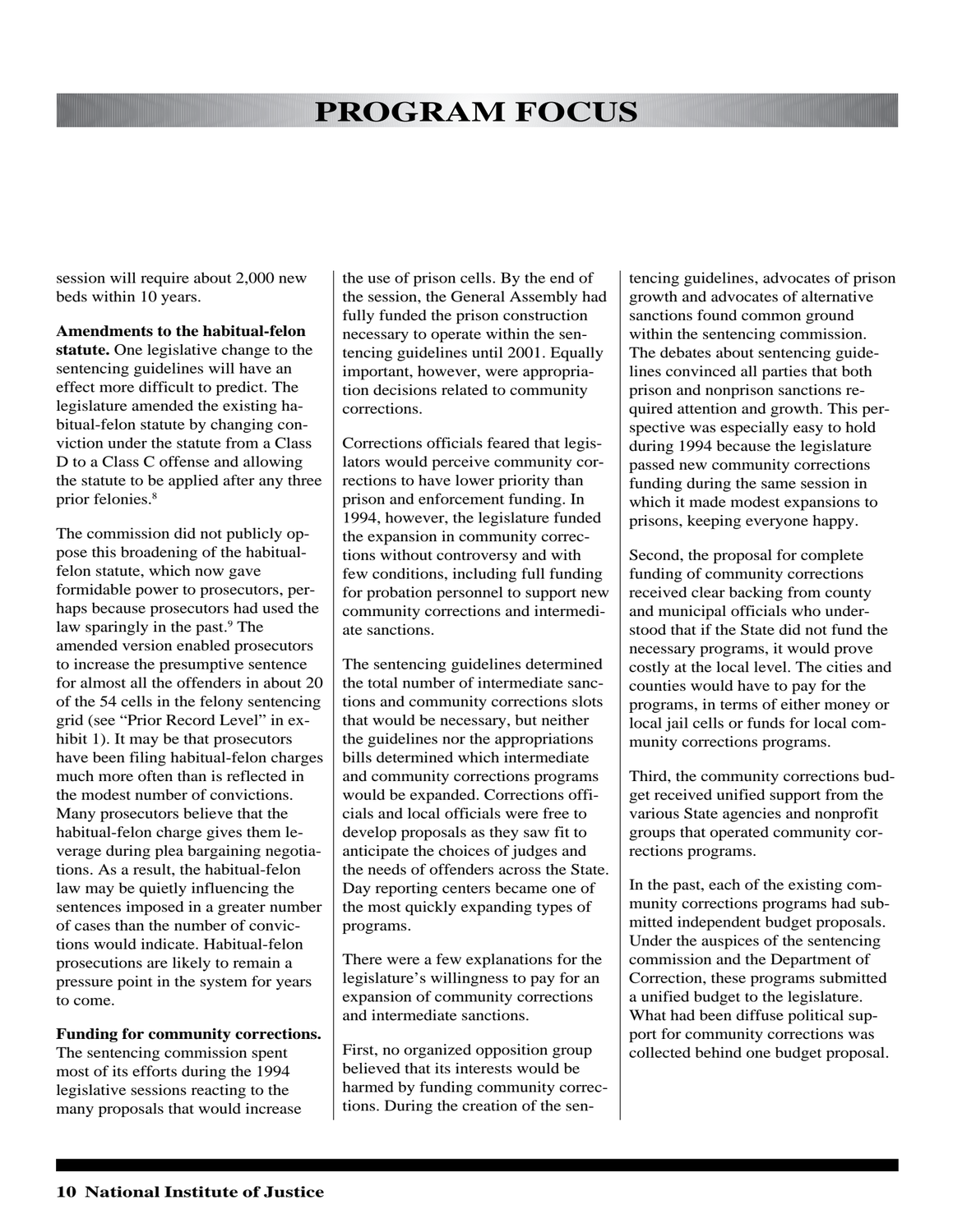session will require about 2,000 new beds within 10 years.

**Amendments to the habitual-felon statute.** One legislative change to the sentencing guidelines will have an effect more difficult to predict. The legislature amended the existing habitual-felon statute by changing conviction under the statute from a Class D to a Class C offense and allowing the statute to be applied after any three prior felonies.[8]

The commission did not publicly oppose this broadening of the habitual-felon statute, which now gave formidable power to prosecutors, perhaps because prosecutors had used the law sparingly in the past.[9] The amended version enabled prosecutors to increase the presumptive sentence for almost all the offenders in about 20 of the 54 cells in the felony sentencing grid (see "Prior Record Level" in exhibit 1). It may be that prosecutors have been filing habitual-felon charges much more often than is reflected in the modest number of convictions. Many prosecutors believe that the habitual-felon charge gives them leverage during plea bargaining negotiations. As a result, the habitual-felon law may be quietly influencing the sentences imposed in a greater number of cases than the number of convictions would indicate. Habitual-felon prosecutions are likely to remain a pressure point in the system for years to come.

**Funding for community corrections.** The sentencing commission spent most of its efforts during the 1994 legislative sessions reacting to the many proposals that would increase the use of prison cells. By the end of the session, the General Assembly had fully funded the prison construction necessary to operate within the sentencing guidelines until 2001. Equally important, however, were appropriation decisions related to community corrections.

Corrections officials feared that legislators would perceive community corrections to have lower priority than prison and enforcement funding. In 1994, however, the legislature funded the expansion in community corrections without controversy and with few conditions, including full funding for probation personnel to support new community corrections and intermediate sanctions.

The sentencing guidelines determined the total number of intermediate sanctions and community corrections slots that would be necessary, but neither the guidelines nor the appropriations bills determined which intermediate and community corrections programs would be expanded. Corrections officials and local officials were free to develop proposals as they saw fit to anticipate the choices of judges and the needs of offenders across the State. Day reporting centers became one of the most quickly expanding types of programs.

There were a few explanations for the legislature's willingness to pay for an expansion of community corrections and intermediate sanctions.

First, no organized opposition group believed that its interests would be harmed by funding community corrections. During the creation of the sentencing guidelines, advocates of prison growth and advocates of alternative sanctions found common ground within the sentencing commission. The debates about sentencing guidelines convinced all parties that both prison and nonprison sanctions required attention and growth. This perspective was especially easy to hold during 1994 because the legislature passed new community corrections funding during the same session in which it made modest expansions to prisons, keeping everyone happy.

Second, the proposal for complete funding of community corrections received clear backing from county and municipal officials who understood that if the State did not fund the necessary programs, it would prove costly at the local level. The cities and counties would have to pay for the programs, in terms of either money or local jail cells or funds for local community corrections programs.

Third, the community corrections budget received unified support from the various State agencies and nonprofit groups that operated community corrections programs.

In the past, each of the existing community corrections programs had submitted independent budget proposals. Under the auspices of the sentencing commission and the Department of Correction, these programs submitted a unified budget to the legislature. What had been diffuse political support for community corrections was collected behind one budget proposal.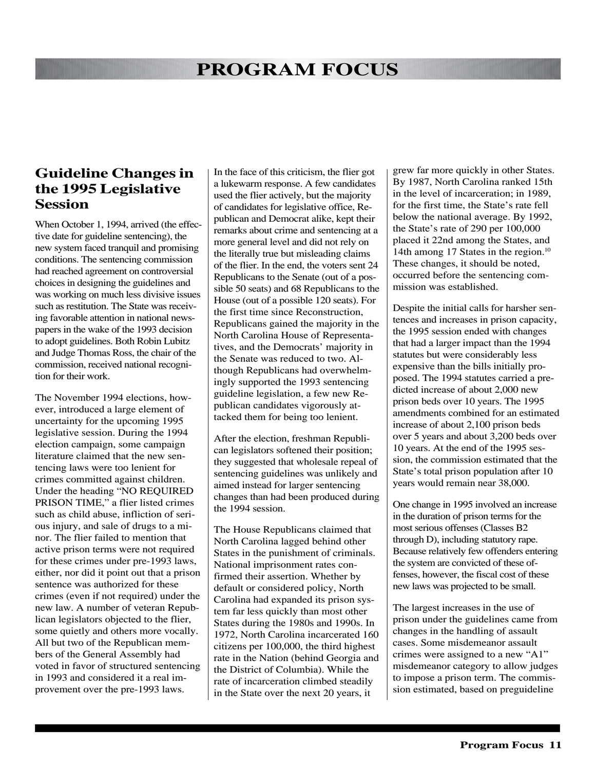# PROGRAM FOCUS

## Guideline Changes in the 1995 Legislative Session

When October 1, 1994, arrived (the effective date for guideline sentencing), the new system faced tranquil and promising conditions. The sentencing commission had reached agreement on controversial choices in designing the guidelines and was working on much less divisive issues such as restitution. The State was receiving favorable attention in national newspapers in the wake of the 1993 decision to adopt guidelines. Both Robin Lubitz and Judge Thomas Ross, the chair of the commission, received national recognition for their work.

The November 1994 elections, however, introduced a large element of uncertainty for the upcoming 1995 legislative session. During the 1994 election campaign, some campaign literature claimed that the new sentencing laws were too lenient for crimes committed against children. Under the heading "NO REQUIRED PRISON TIME," a flier listed crimes such as child abuse, infliction of serious injury, and sale of drugs to a minor. The flier failed to mention that active prison terms were not required for these crimes under pre-1993 laws, either, nor did it point out that a prison sentence was authorized for these crimes (even if not required) under the new law. A number of veteran Republican legislators objected to the flier, some quietly and others more vocally. All but two of the Republican members of the General Assembly had voted in favor of structured sentencing in 1993 and considered it a real improvement over the pre-1993 laws.

In the face of this criticism, the flier got a lukewarm response. A few candidates used the flier actively, but the majority of candidates for legislative office, Republican and Democrat alike, kept their remarks about crime and sentencing at a more general level and did not rely on the literally true but misleading claims of the flier. In the end, the voters sent 24 Republicans to the Senate (out of a possible 50 seats) and 68 Republicans to the House (out of a possible 120 seats). For the first time since Reconstruction, Republicans gained the majority in the North Carolina House of Representatives, and the Democrats' majority in the Senate was reduced to two. Although Republicans had overwhelmingly supported the 1993 sentencing guideline legislation, a few new Republican candidates vigorously attacked them for being too lenient.

After the election, freshman Republican legislators softened their position; they suggested that wholesale repeal of sentencing guidelines was unlikely and aimed instead for larger sentencing changes than had been produced during the 1994 session.

The House Republicans claimed that North Carolina lagged behind other States in the punishment of criminals. National imprisonment rates confirmed their assertion. Whether by default or considered policy, North Carolina had expanded its prison system far less quickly than most other States during the 1980s and 1990s. In 1972, North Carolina incarcerated 160 citizens per 100,000, the third highest rate in the Nation (behind Georgia and the District of Columbia). While the rate of incarceration climbed steadily in the State over the next 20 years, it grew far more quickly in other States. By 1987, North Carolina ranked 15th in the level of incarceration; in 1989, for the first time, the State's rate fell below the national average. By 1992, the State's rate of 290 per 100,000 placed it 22nd among the States, and 14th among 17 States in the region.[10] These changes, it should be noted, occurred before the sentencing commission was established.

Despite the initial calls for harsher sentences and increases in prison capacity, the 1995 session ended with changes that had a larger impact than the 1994 statutes but were considerably less expensive than the bills initially proposed. The 1994 statutes carried a predicted increase of about 2,000 new prison beds over 10 years. The 1995 amendments combined for an estimated increase of about 2,100 prison beds over 5 years and about 3,200 beds over 10 years. At the end of the 1995 session, the commission estimated that the State's total prison population after 10 years would remain near 38,000.

One change in 1995 involved an increase in the duration of prison terms for the most serious offenses (Classes B2 through D), including statutory rape. Because relatively few offenders entering the system are convicted of these offenses, however, the fiscal cost of these new laws was projected to be small.

The largest increases in the use of prison under the guidelines came from changes in the handling of assault cases. Some misdemeanor assault crimes were assigned to a new "A1" misdemeanor category to allow judges to impose a prison term. The commission estimated, based on preguideline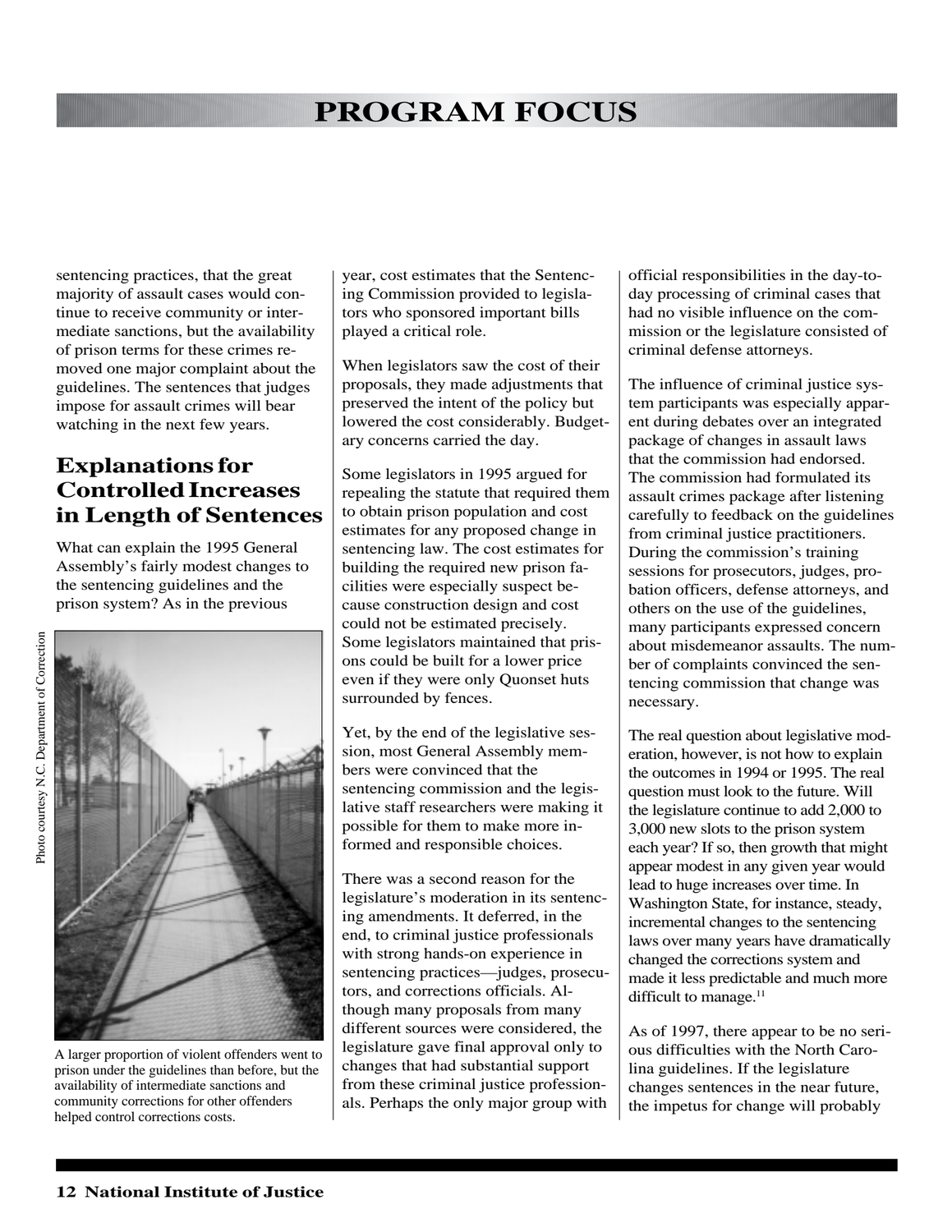sentencing practices, that the great majority of assault cases would continue to receive community or intermediate sanctions, but the availability of prison terms for these crimes removed one major complaint about the guidelines. The sentences that judges impose for assault crimes will bear watching in the next few years.

## Explanations for Controlled Increases in Length of Sentences

What can explain the 1995 General Assembly's fairly modest changes to the sentencing guidelines and the prison system? As in the previous year, cost estimates that the Sentencing Commission provided to legislators who sponsored important bills played a critical role.

When legislators saw the cost of their proposals, they made adjustments that preserved the intent of the policy but lowered the cost considerably. Budgetary concerns carried the day.

Some legislators in 1995 argued for repealing the statute that required them to obtain prison population and cost estimates for any proposed change in sentencing law. The cost estimates for building the required new prison facilities were especially suspect because construction design and cost could not be estimated precisely. Some legislators maintained that prisons could be built for a lower price even if they were only Quonset huts surrounded by fences.

Yet, by the end of the legislative session, most General Assembly members were convinced that the sentencing commission and the legislative staff researchers were making it possible for them to make more informed and responsible choices.

There was a second reason for the legislature's moderation in its sentencing amendments. It deferred, in the end, to criminal justice professionals with strong hands-on experience in sentencing practices—judges, prosecutors, and corrections officials. Although many proposals from many different sources were considered, the legislature gave final approval only to changes that had substantial support from these criminal justice professionals. Perhaps the only major group with official responsibilities in the day-to-day processing of criminal cases that had no visible influence on the commission or the legislature consisted of criminal defense attorneys.

The influence of criminal justice system participants was especially apparent during debates over an integrated package of changes in assault laws that the commission had endorsed. The commission had formulated its assault crimes package after listening carefully to feedback on the guidelines from criminal justice practitioners. During the commission's training sessions for prosecutors, judges, probation officers, defense attorneys, and others on the use of the guidelines, many participants expressed concern about misdemeanor assaults. The number of complaints convinced the sentencing commission that change was necessary.

The real question about legislative moderation, however, is not how to explain the outcomes in 1994 or 1995. The real question must look to the future. Will the legislature continue to add 2,000 to 3,000 new slots to the prison system each year? If so, then growth that might appear modest in any given year would lead to huge increases over time. In Washington State, for instance, steady, incremental changes to the sentencing laws over many years have dramatically changed the corrections system and made it less predictable and much more difficult to manage.[11]

As of 1997, there appear to be no serious difficulties with the North Carolina guidelines. If the legislature changes sentences in the near future, the impetus for change will probably

Photo courtesy N.C. Department of Correction

A larger proportion of violent offenders went to prison under the guidelines than before, but the availability of intermediate sanctions and community corrections for other offenders helped control corrections costs.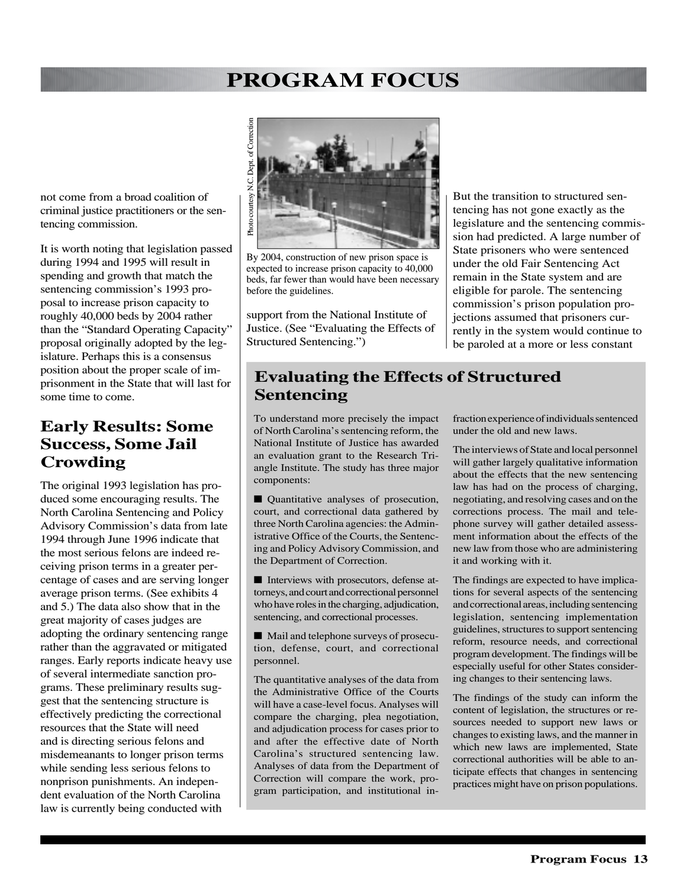not come from a broad coalition of criminal justice practitioners or the sentencing commission.

It is worth noting that legislation passed during 1994 and 1995 will result in spending and growth that match the sentencing commission's 1993 proposal to increase prison capacity to roughly 40,000 beds by 2004 rather than the "Standard Operating Capacity" proposal originally adopted by the legislature. Perhaps this is a consensus position about the proper scale of imprisonment in the State that will last for some time to come.

## Early Results: Some Success, Some Jail Crowding

The original 1993 legislation has produced some encouraging results. The North Carolina Sentencing and Policy Advisory Commission's data from late 1994 through June 1996 indicate that the most serious felons are indeed receiving prison terms in a greater percentage of cases and are serving longer average prison terms. (See exhibits 4 and 5.) The data also show that in the great majority of cases judges are adopting the ordinary sentencing range rather than the aggravated or mitigated ranges. Early reports indicate heavy use of several intermediate sanction programs. These preliminary results suggest that the sentencing structure is effectively predicting the correctional resources that the State will need and is directing serious felons and misdemeanants to longer prison terms while sending less serious felons to nonprison punishments. An independent evaluation of the North Carolina law is currently being conducted with support from the National Institute of Justice. (See "Evaluating the Effects of Structured Sentencing.")

Photo courtesy N.C. Dept. of Correction

By 2004, construction of new prison space is expected to increase prison capacity to 40,000 beds, far fewer than would have been necessary before the guidelines.

But the transition to structured sentencing has not gone exactly as the legislature and the sentencing commission had predicted. A large number of State prisoners who were sentenced under the old Fair Sentencing Act remain in the State system and are eligible for parole. The sentencing commission's prison population projections assumed that prisoners currently in the system would continue to be paroled at a more or less constant

## Evaluating the Effects of Structured Sentencing

To understand more precisely the impact of North Carolina's sentencing reform, the National Institute of Justice has awarded an evaluation grant to the Research Triangle Institute. The study has three major components:

- Quantitative analyses of prosecution, court, and correctional data gathered by three North Carolina agencies: the Administrative Office of the Courts, the Sentencing and Policy Advisory Commission, and the Department of Correction.
- Interviews with prosecutors, defense attorneys, and court and correctional personnel who have roles in the charging, adjudication, sentencing, and correctional processes.
- Mail and telephone surveys of prosecution, defense, court, and correctional personnel.

The quantitative analyses of the data from the Administrative Office of the Courts will have a case-level focus. Analyses will compare the charging, plea negotiation, and adjudication process for cases prior to and after the effective date of North Carolina's structured sentencing law. Analyses of data from the Department of Correction will compare the work, program participation, and institutional infraction experience of individuals sentenced under the old and new laws.

The interviews of State and local personnel will gather largely qualitative information about the effects that the new sentencing law has had on the process of charging, negotiating, and resolving cases and on the corrections process. The mail and telephone survey will gather detailed assessment information about the effects of the new law from those who are administering it and working with it.

The findings are expected to have implications for several aspects of the sentencing and correctional areas, including sentencing legislation, sentencing implementation guidelines, structures to support sentencing reform, resource needs, and correctional program development. The findings will be especially useful for other States considering changes to their sentencing laws.

The findings of the study can inform the content of legislation, the structures or resources needed to support new laws or changes to existing laws, and the manner in which new laws are implemented, State correctional authorities will be able to anticipate effects that changes in sentencing practices might have on prison populations.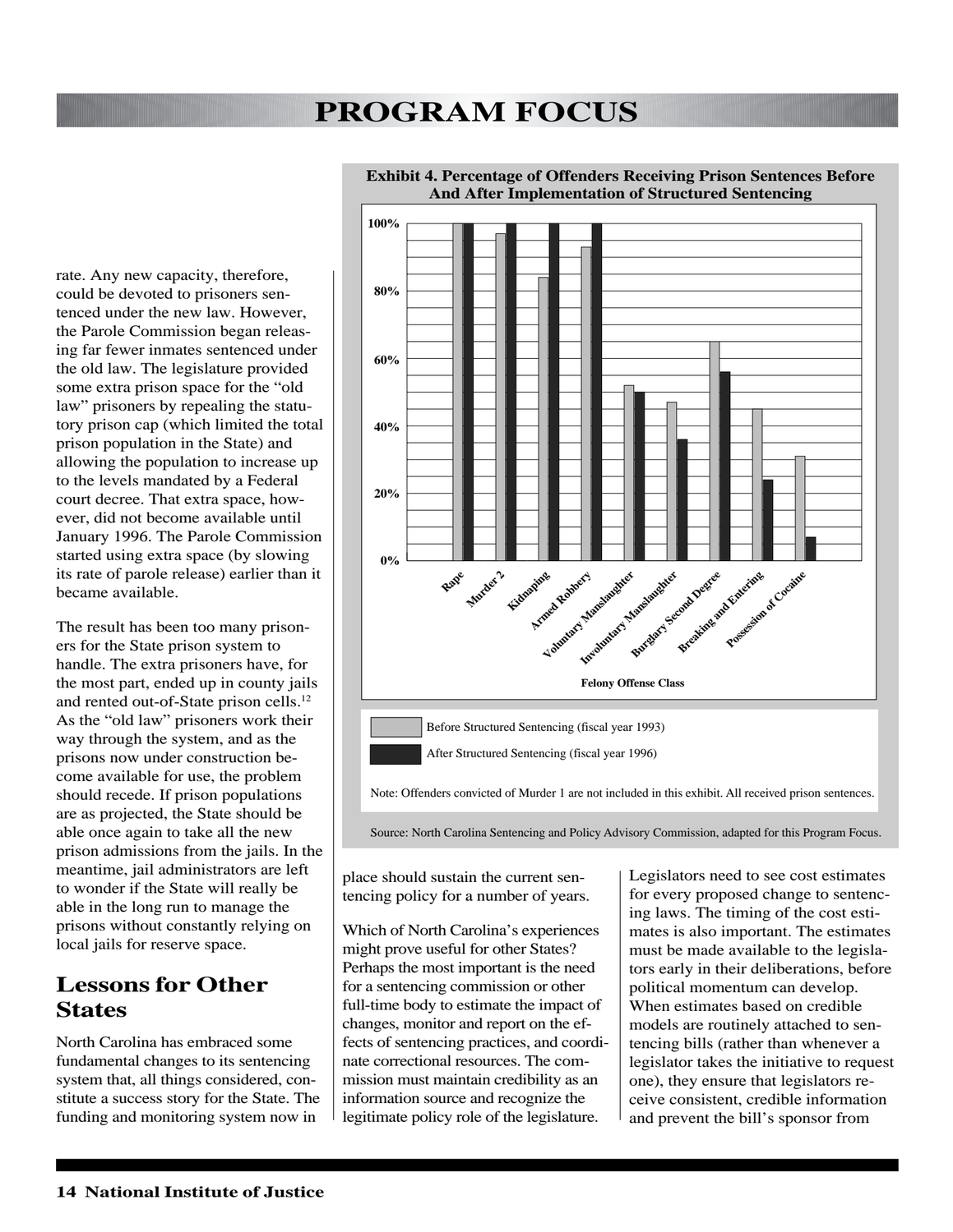rate. Any new capacity, therefore, could be devoted to prisoners sentenced under the new law. However, the Parole Commission began releasing far fewer inmates sentenced under the old law. The legislature provided some extra prison space for the "old law" prisoners by repealing the statutory prison cap (which limited the total prison population in the State) and allowing the population to increase up to the levels mandated by a Federal court decree. That extra space, however, did not become available until January 1996. The Parole Commission started using extra space (by slowing its rate of parole release) earlier than it became available.

The result has been too many prisoners for the State prison system to handle. The extra prisoners have, for the most part, ended up in county jails and rented out-of-State prison cells.[12] As the "old law" prisoners work their way through the system, and as the prisons now under construction become available for use, the problem should recede. If prison populations are as projected, the State should be able once again to take all the new prison admissions from the jails. In the meantime, jail administrators are left to wonder if the State will really be able in the long run to manage the prisons without constantly relying on local jails for reserve space.

**Exhibit 4. Percentage of Offenders Receiving Prison Sentences Before And After Implementation of Structured Sentencing**

| Felony Offense Class | Before Structured Sentencing (fiscal year 1993) | After Structured Sentencing (fiscal year 1996) |
|---|---|---|
| Rape | 100% | 100% |
| Murder 2 | ~97% | 100% |
| Kidnaping | ~84% | 100% |
| Armed Robbery | ~93% | 100% |
| Voluntary Manslaughter | ~52% | ~50% |
| Involuntary Manslaughter | ~47% | ~36% |
| Burglary Second Degree | ~65% | ~56% |
| Breaking and Entering | ~45% | ~24% |
| Possession of Cocaine | ~31% | ~7% |

Note: Offenders convicted of Murder 1 are not included in this exhibit. All received prison sentences.

Source: North Carolina Sentencing and Policy Advisory Commission, adapted for this Program Focus.

## Lessons for Other States

North Carolina has embraced some fundamental changes to its sentencing system that, all things considered, constitute a success story for the State. The funding and monitoring system now in place should sustain the current sentencing policy for a number of years.

Which of North Carolina's experiences might prove useful for other States? Perhaps the most important is the need for a sentencing commission or other full-time body to estimate the impact of changes, monitor and report on the effects of sentencing practices, and coordinate correctional resources. The commission must maintain credibility as an information source and recognize the legitimate policy role of the legislature.

Legislators need to see cost estimates for every proposed change to sentencing laws. The timing of the cost estimates is also important. The estimates must be made available to the legislators early in their deliberations, before political momentum can develop. When estimates based on credible models are routinely attached to sentencing bills (rather than whenever a legislator takes the initiative to request one), they ensure that legislators receive consistent, credible information and prevent the bill's sponsor from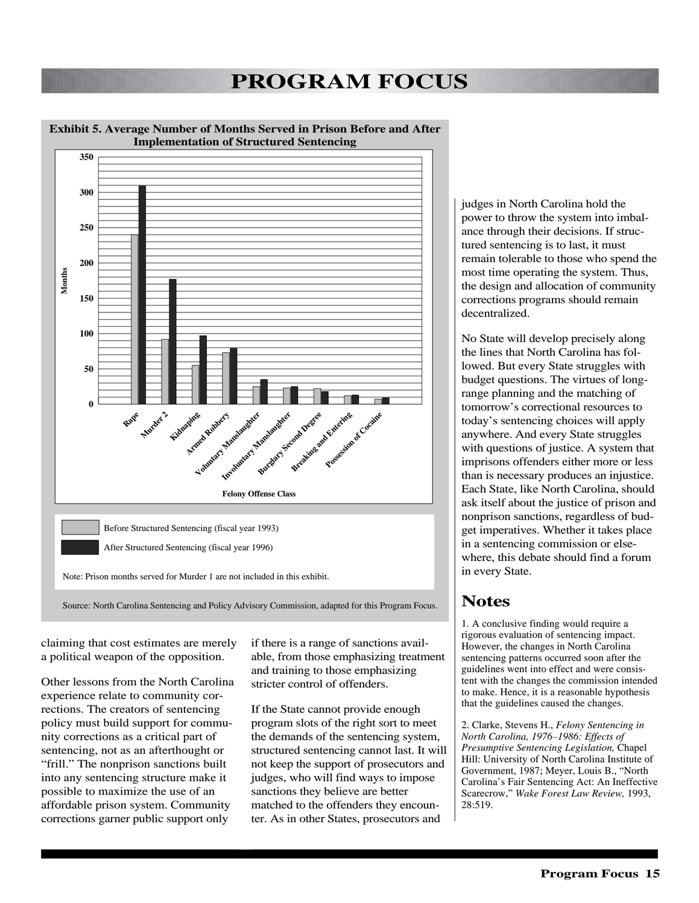**Exhibit 5. Average Number of Months Served in Prison Before and After Implementation of Structured Sentencing**

Before Structured Sentencing (fiscal year 1993)

After Structured Sentencing (fiscal year 1996)

Note: Prison months served for Murder 1 are not included in this exhibit.

Source: North Carolina Sentencing and Policy Advisory Commission, adapted for this Program Focus.

claiming that cost estimates are merely a political weapon of the opposition.

Other lessons from the North Carolina experience relate to community corrections. The creators of sentencing policy must build support for community corrections as a critical part of sentencing, not as an afterthought or "frill." The nonprison sanctions built into any sentencing structure make it possible to maximize the use of an affordable prison system. Community corrections garner public support only if there is a range of sanctions available, from those emphasizing treatment and training to those emphasizing stricter control of offenders.

If the State cannot provide enough program slots of the right sort to meet the demands of the sentencing system, structured sentencing cannot last. It will not keep the support of prosecutors and judges, who will find ways to impose sanctions they believe are better matched to the offenders they encounter. As in other States, prosecutors and judges in North Carolina hold the power to throw the system into imbalance through their decisions. If structured sentencing is to last, it must remain tolerable to those who spend the most time operating the system. Thus, the design and allocation of community corrections programs should remain decentralized.

No State will develop precisely along the lines that North Carolina has followed. But every State struggles with budget questions. The virtues of long-range planning and the matching of tomorrow's correctional resources to today's sentencing choices will apply anywhere. And every State struggles with questions of justice. A system that imprisons offenders either more or less than is necessary produces an injustice. Each State, like North Carolina, should ask itself about the justice of prison and nonprison sanctions, regardless of budget imperatives. Whether it takes place in a sentencing commission or elsewhere, this debate should find a forum in every State.

## Notes

1. A conclusive finding would require a rigorous evaluation of sentencing impact. However, the changes in North Carolina sentencing patterns occurred soon after the guidelines went into effect and were consistent with the changes the commission intended to make. Hence, it is a reasonable hypothesis that the guidelines caused the changes.

2. Clarke, Stevens H., *Felony Sentencing in North Carolina, 1976–1986: Effects of Presumptive Sentencing Legislation,* Chapel Hill: University of North Carolina Institute of Government, 1987; Meyer, Louis B., "North Carolina's Fair Sentencing Act: An Ineffective Scarecrow," *Wake Forest Law Review,* 1993, 28:519.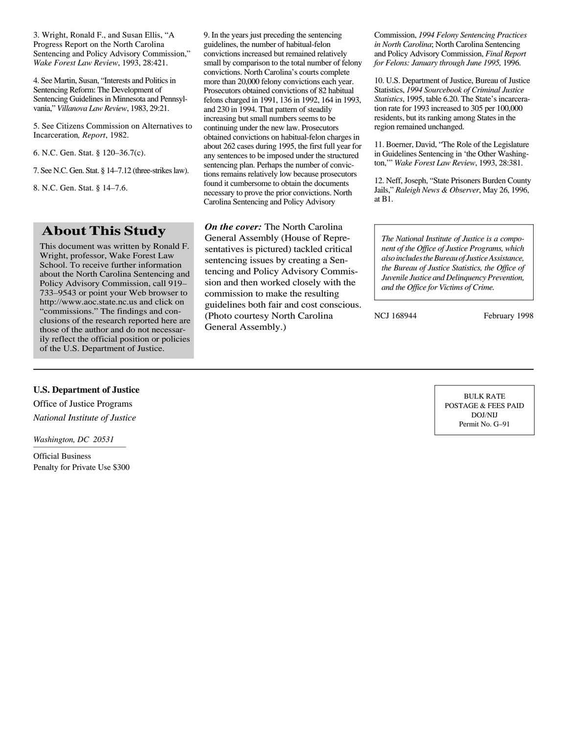3. Wright, Ronald F., and Susan Ellis, "A Progress Report on the North Carolina Sentencing and Policy Advisory Commission," *Wake Forest Law Review*, 1993, 28:421.

4. See Martin, Susan, "Interests and Politics in Sentencing Reform: The Development of Sentencing Guidelines in Minnesota and Pennsylvania," *Villanova Law Review*, 1983, 29:21.

5. See Citizens Commission on Alternatives to Incarceration, *Report*, 1982.

6. N.C. Gen. Stat. § 120–36.7(c).

7. See N.C. Gen. Stat. § 14–7.12 (three-strikes law).

8. N.C. Gen. Stat. § 14–7.6.

9. In the years just preceding the sentencing guidelines, the number of habitual-felon convictions increased but remained relatively small by comparison to the total number of felony convictions. North Carolina's courts complete more than 20,000 felony convictions each year. Prosecutors obtained convictions of 82 habitual felons charged in 1991, 136 in 1992, 164 in 1993, and 230 in 1994. That pattern of steadily increasing but small numbers seems to be continuing under the new law. Prosecutors obtained convictions on habitual-felon charges in about 262 cases during 1995, the first full year for any sentences to be imposed under the structured sentencing plan. Perhaps the number of convictions remains relatively low because prosecutors found it cumbersome to obtain the documents necessary to prove the prior convictions. North Carolina Sentencing and Policy Advisory Commission, *1994 Felony Sentencing Practices in North Carolina*; North Carolina Sentencing and Policy Advisory Commission, *Final Report for Felons: January through June 1995,* 1996.

10. U.S. Department of Justice, Bureau of Justice Statistics, *1994 Sourcebook of Criminal Justice Statistics*, 1995, table 6.20. The State's incarceration rate for 1993 increased to 305 per 100,000 residents, but its ranking among States in the region remained unchanged.

11. Boerner, David, "The Role of the Legislature in Guidelines Sentencing in 'the Other Washington,'" *Wake Forest Law Review*, 1993, 28:381.

12. Neff, Joseph, "State Prisoners Burden County Jails," *Raleigh News & Observer*, May 26, 1996, at B1.

## About This Study

This document was written by Ronald F. Wright, professor, Wake Forest Law School. To receive further information about the North Carolina Sentencing and Policy Advisory Commission, call 919–733–9543 or point your Web browser to http://www.aoc.state.nc.us and click on "commissions." The findings and conclusions of the research reported here are those of the author and do not necessarily reflect the official position or policies of the U.S. Department of Justice.

***On the cover:*** The North Carolina General Assembly (House of Representatives is pictured) tackled critical sentencing issues by creating a Sentencing and Policy Advisory Commission and then worked closely with the commission to make the resulting guidelines both fair and cost conscious. (Photo courtesy North Carolina General Assembly.)

*The National Institute of Justice is a component of the Office of Justice Programs, which also includes the Bureau of Justice Assistance, the Bureau of Justice Statistics, the Office of Juvenile Justice and Delinquency Prevention, and the Office for Victims of Crime.*

NCJ 168944 February 1998

---

**U.S. Department of Justice**

Office of Justice Programs

*National Institute of Justice*

*Washington, DC 20531*

Official Business
Penalty for Private Use $300

BULK RATE
POSTAGE & FEES PAID
DOJ/NIJ
Permit No. G–91